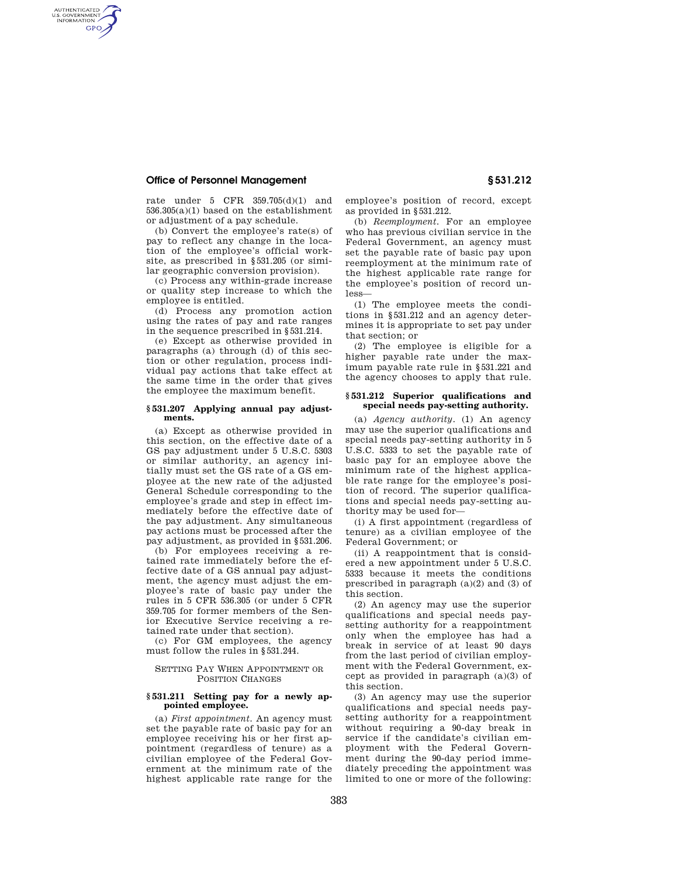rate under 5 CFR 359.705(d)(1) and 536.305(a)(1) based on the establishment or adjustment of a pay schedule.

(b) Convert the employee's rate(s) of pay to reflect any change in the location of the employee's official worksite, as prescribed in §531.205 (or similar geographic conversion provision).

(c) Process any within-grade increase or quality step increase to which the employee is entitled.

(d) Process any promotion action using the rates of pay and rate ranges in the sequence prescribed in §531.214.

(e) Except as otherwise provided in paragraphs (a) through (d) of this section or other regulation, process individual pay actions that take effect at the same time in the order that gives the employee the maximum benefit.

### §531.207 Applying annual pay adjustments.

(a) Except as otherwise provided in this section, on the effective date of a GS pay adjustment under 5 U.S.C. 5303 or similar authority, an agency initially must set the GS rate of a GS employee at the new rate of the adjusted General Schedule corresponding to the employee's grade and step in effect immediately before the effective date of the pay adjustment. Any simultaneous pay actions must be processed after the pay adjustment, as provided in §531.206.

(b) For employees receiving a retained rate immediately before the effective date of a GS annual pay adjustment, the agency must adjust the employee's rate of basic pay under the rules in 5 CFR 536.305 (or under 5 CFR 359.705 for former members of the Senior Executive Service receiving a retained rate under that section).

(c) For GM employees, the agency must follow the rules in §531.244.

## SETTING PAY WHEN APPOINTMENT OR POSITION CHANGES

### §531.211 Setting pay for a newly appointed employee.

(a) *First appointment.* An agency must set the payable rate of basic pay for an employee receiving his or her first appointment (regardless of tenure) as a civilian employee of the Federal Government at the minimum rate of the highest applicable rate range for the employee's position of record, except as provided in §531.212.

(b) *Reemployment.* For an employee who has previous civilian service in the Federal Government, an agency must set the payable rate of basic pay upon reemployment at the minimum rate of the highest applicable rate range for the employee's position of record unless—

(1) The employee meets the conditions in §531.212 and an agency determines it is appropriate to set pay under that section; or

(2) The employee is eligible for a higher payable rate under the maximum payable rate rule in §531.221 and the agency chooses to apply that rule.

### §531.212 Superior qualifications and special needs pay-setting authority.

(a) *Agency authority.* (1) An agency may use the superior qualifications and special needs pay-setting authority in 5 U.S.C. 5333 to set the payable rate of basic pay for an employee above the minimum rate of the highest applicable rate range for the employee's position of record. The superior qualifications and special needs pay-setting authority may be used for—

(i) A first appointment (regardless of tenure) as a civilian employee of the Federal Government; or

(ii) A reappointment that is considered a new appointment under 5 U.S.C. 5333 because it meets the conditions prescribed in paragraph (a)(2) and (3) of this section.

(2) An agency may use the superior qualifications and special needs pay-setting authority for a reappointment only when the employee has had a break in service of at least 90 days from the last period of civilian employment with the Federal Government, except as provided in paragraph (a)(3) of this section.

(3) An agency may use the superior qualifications and special needs pay-setting authority for a reappointment without requiring a 90-day break in service if the candidate's civilian employment with the Federal Government during the 90-day period immediately preceding the appointment was limited to one or more of the following: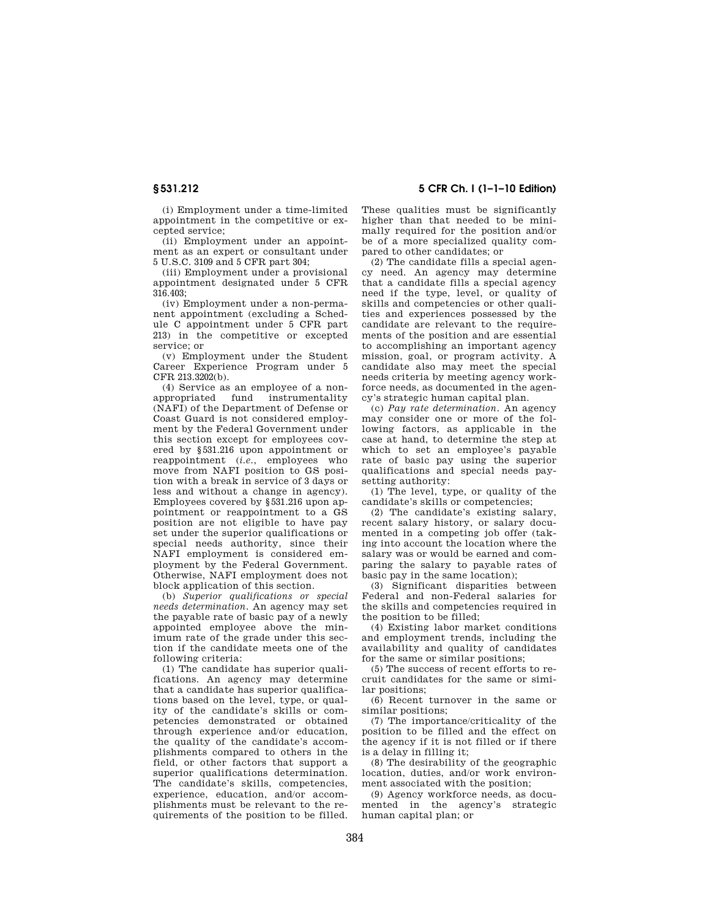(i) Employment under a time-limited appointment in the competitive or excepted service;

(ii) Employment under an appointment as an expert or consultant under 5 U.S.C. 3109 and 5 CFR part 304;

(iii) Employment under a provisional appointment designated under 5 CFR 316.403;

(iv) Employment under a non-permanent appointment (excluding a Schedule C appointment under 5 CFR part 213) in the competitive or excepted service; or

(v) Employment under the Student Career Experience Program under 5 CFR 213.3202(b).

(4) Service as an employee of a nonappropriated fund instrumentality (NAFI) of the Department of Defense or Coast Guard is not considered employment by the Federal Government under this section except for employees covered by §531.216 upon appointment or reappointment (*i.e.*, employees who move from NAFI position to GS position with a break in service of 3 days or less and without a change in agency). Employees covered by §531.216 upon appointment or reappointment to a GS position are not eligible to have pay set under the superior qualifications or special needs authority, since their NAFI employment is considered employment by the Federal Government. Otherwise, NAFI employment does not block application of this section.

(b) *Superior qualifications or special needs determination.* An agency may set the payable rate of basic pay of a newly appointed employee above the minimum rate of the grade under this section if the candidate meets one of the following criteria:

(1) The candidate has superior qualifications. An agency may determine that a candidate has superior qualifications based on the level, type, or quality of the candidate's skills or competencies demonstrated or obtained through experience and/or education, the quality of the candidate's accomplishments compared to others in the field, or other factors that support a superior qualifications determination. The candidate's skills, competencies, experience, education, and/or accomplishments must be relevant to the requirements of the position to be filled. These qualities must be significantly higher than that needed to be minimally required for the position and/or be of a more specialized quality compared to other candidates; or

(2) The candidate fills a special agency need. An agency may determine that a candidate fills a special agency need if the type, level, or quality of skills and competencies or other qualities and experiences possessed by the candidate are relevant to the requirements of the position and are essential to accomplishing an important agency mission, goal, or program activity. A candidate also may meet the special needs criteria by meeting agency workforce needs, as documented in the agency's strategic human capital plan.

(c) *Pay rate determination.* An agency may consider one or more of the following factors, as applicable in the case at hand, to determine the step at which to set an employee's payable rate of basic pay using the superior qualifications and special needs pay-setting authority:

(1) The level, type, or quality of the candidate's skills or competencies;

(2) The candidate's existing salary, recent salary history, or salary documented in a competing job offer (taking into account the location where the salary was or would be earned and comparing the salary to payable rates of basic pay in the same location);

(3) Significant disparities between Federal and non-Federal salaries for the skills and competencies required in the position to be filled;

(4) Existing labor market conditions and employment trends, including the availability and quality of candidates for the same or similar positions;

(5) The success of recent efforts to recruit candidates for the same or similar positions;

(6) Recent turnover in the same or similar positions;

(7) The importance/criticality of the position to be filled and the effect on the agency if it is not filled or if there is a delay in filling it;

(8) The desirability of the geographic location, duties, and/or work environment associated with the position;

(9) Agency workforce needs, as documented in the agency's strategic human capital plan; or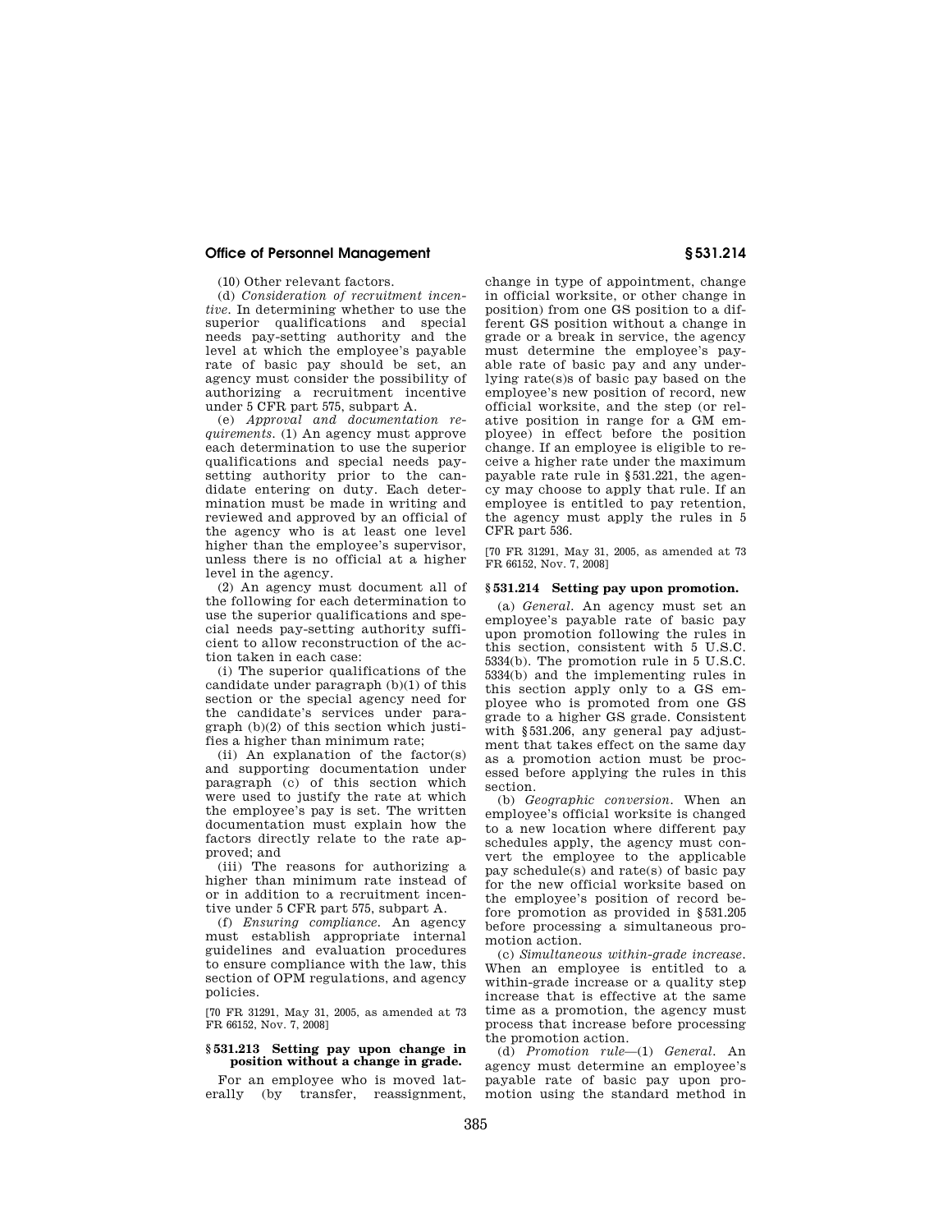(10) Other relevant factors.

(d) *Consideration of recruitment incentive.* In determining whether to use the superior qualifications and special needs pay-setting authority and the level at which the employee's payable rate of basic pay should be set, an agency must consider the possibility of authorizing a recruitment incentive under 5 CFR part 575, subpart A.

(e) *Approval and documentation requirements.* (1) An agency must approve each determination to use the superior qualifications and special needs pay-setting authority prior to the candidate entering on duty. Each determination must be made in writing and reviewed and approved by an official of the agency who is at least one level higher than the employee's supervisor, unless there is no official at a higher level in the agency.

(2) An agency must document all of the following for each determination to use the superior qualifications and special needs pay-setting authority sufficient to allow reconstruction of the action taken in each case:

(i) The superior qualifications of the candidate under paragraph (b)(1) of this section or the special agency need for the candidate's services under paragraph (b)(2) of this section which justifies a higher than minimum rate;

(ii) An explanation of the factor(s) and supporting documentation under paragraph (c) of this section which were used to justify the rate at which the employee's pay is set. The written documentation must explain how the factors directly relate to the rate approved; and

(iii) The reasons for authorizing a higher than minimum rate instead of or in addition to a recruitment incentive under 5 CFR part 575, subpart A.

(f) *Ensuring compliance.* An agency must establish appropriate internal guidelines and evaluation procedures to ensure compliance with the law, this section of OPM regulations, and agency policies.

[70 FR 31291, May 31, 2005, as amended at 73 FR 66152, Nov. 7, 2008]

## § 531.213 Setting pay upon change in position without a change in grade.

For an employee who is moved laterally (by transfer, reassignment, change in type of appointment, change in official worksite, or other change in position) from one GS position to a different GS position without a change in grade or a break in service, the agency must determine the employee's payable rate of basic pay and any underlying rate(s)s of basic pay based on the employee's new position of record, new official worksite, and the step (or relative position in range for a GM employee) in effect before the position change. If an employee is eligible to receive a higher rate under the maximum payable rate rule in §531.221, the agency may choose to apply that rule. If an employee is entitled to pay retention, the agency must apply the rules in 5 CFR part 536.

[70 FR 31291, May 31, 2005, as amended at 73 FR 66152, Nov. 7, 2008]

## § 531.214 Setting pay upon promotion.

(a) *General.* An agency must set an employee's payable rate of basic pay upon promotion following the rules in this section, consistent with 5 U.S.C. 5334(b). The promotion rule in 5 U.S.C. 5334(b) and the implementing rules in this section apply only to a GS employee who is promoted from one GS grade to a higher GS grade. Consistent with §531.206, any general pay adjustment that takes effect on the same day as a promotion action must be processed before applying the rules in this section.

(b) *Geographic conversion.* When an employee's official worksite is changed to a new location where different pay schedules apply, the agency must convert the employee to the applicable pay schedule(s) and rate(s) of basic pay for the new official worksite based on the employee's position of record before promotion as provided in §531.205 before processing a simultaneous promotion action.

(c) *Simultaneous within-grade increase.* When an employee is entitled to a within-grade increase or a quality step increase that is effective at the same time as a promotion, the agency must process that increase before processing the promotion action.

(d) *Promotion rule*—(1) *General.* An agency must determine an employee's payable rate of basic pay upon promotion using the standard method in